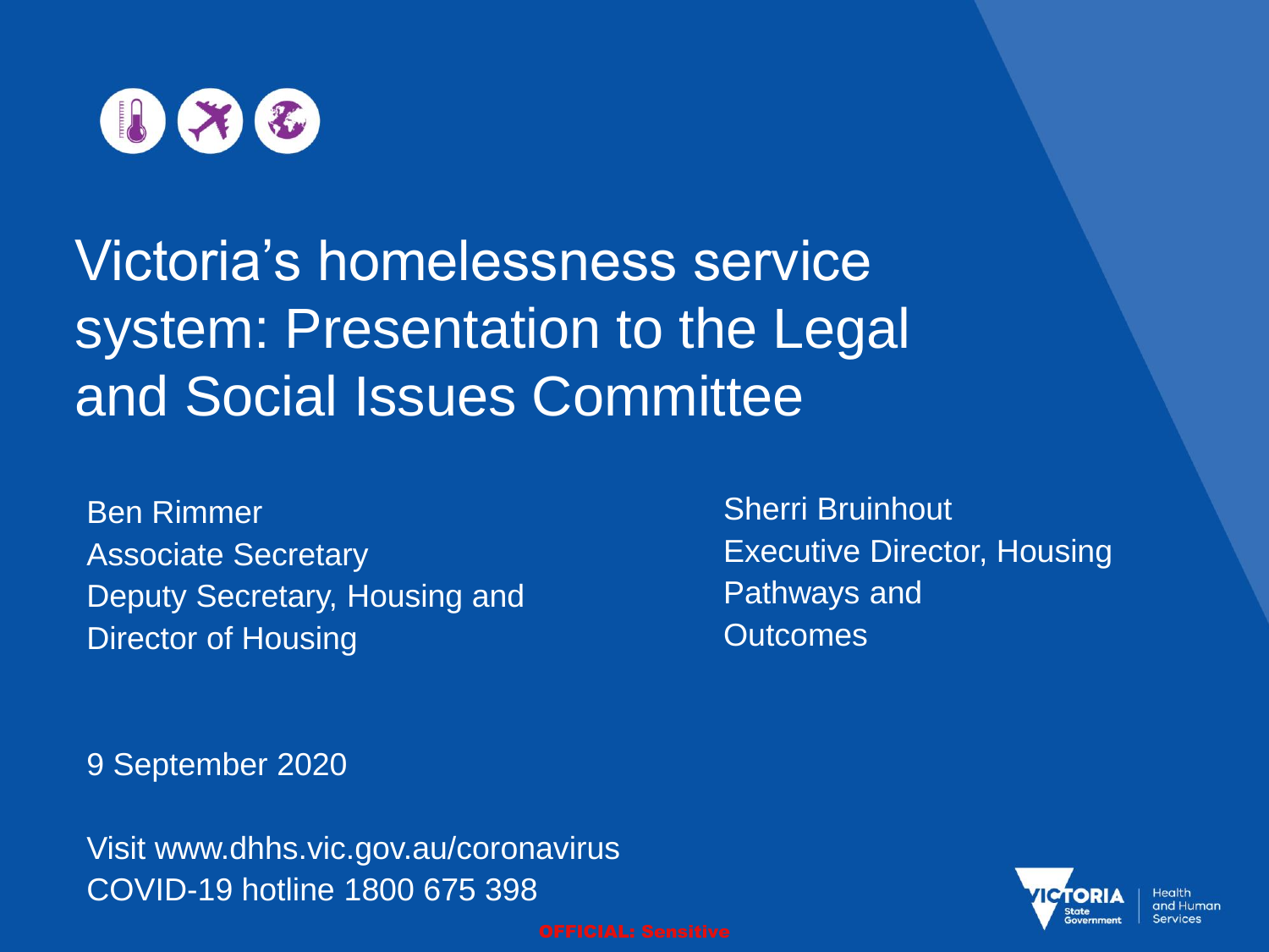# Victoria's homelessness service system: Presentation to the Legal and Social Issues Committee

Ben Rimmer
Associate Secretary
Deputy Secretary, Housing and Director of Housing

Sherri Bruinhout
Executive Director, Housing Pathways and Outcomes

9 September 2020

Visit www.dhhs.vic.gov.au/coronavirus
COVID-19 hotline 1800 675 398

OFFICIAL: Sensitive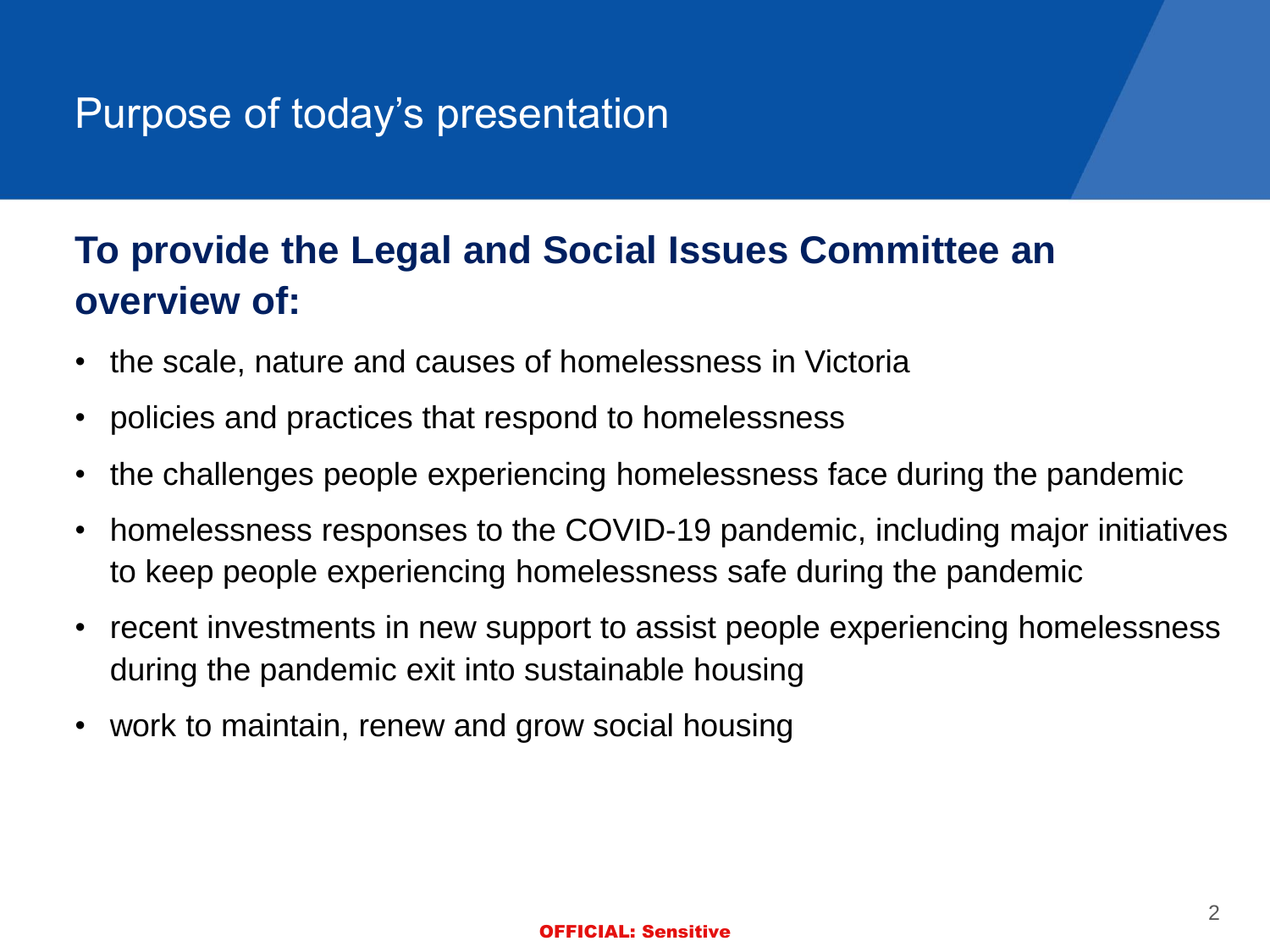# Purpose of today's presentation

**To provide the Legal and Social Issues Committee an overview of:**

- the scale, nature and causes of homelessness in Victoria
- policies and practices that respond to homelessness
- the challenges people experiencing homelessness face during the pandemic
- homelessness responses to the COVID-19 pandemic, including major initiatives to keep people experiencing homelessness safe during the pandemic
- recent investments in new support to assist people experiencing homelessness during the pandemic exit into sustainable housing
- work to maintain, renew and grow social housing

OFFICIAL: Sensitive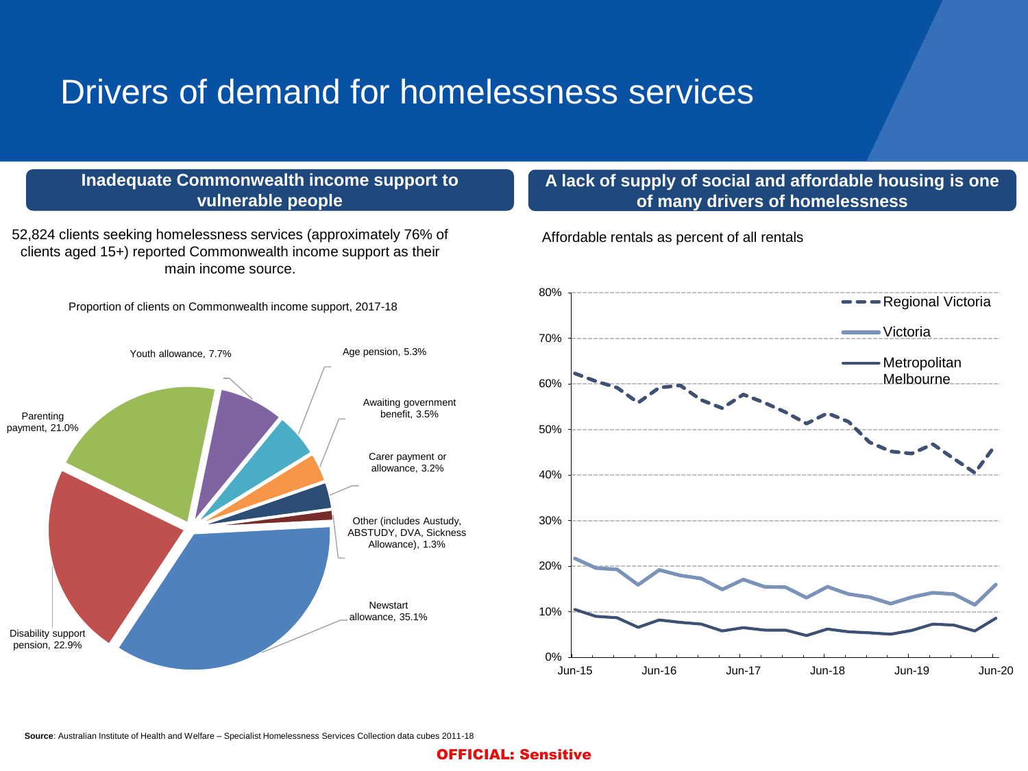# Drivers of demand for homelessness services

## Inadequate Commonwealth income support to vulnerable people

52,824 clients seeking homelessness services (approximately 76% of clients aged 15+) reported Commonwealth income support as their main income source.

Proportion of clients on Commonwealth income support, 2017-18

| Income support type | Proportion |
| --- | --- |
| Newstart allowance | 35.1% |
| Disability support pension | 22.9% |
| Parenting payment | 21.0% |
| Youth allowance | 7.7% |
| Age pension | 5.3% |
| Awaiting government benefit | 3.5% |
| Carer payment or allowance | 3.2% |
| Other (includes Austudy, ABSTUDY, DVA, Sickness Allowance) | 1.3% |

## A lack of supply of social and affordable housing is one of many drivers of homelessness

Affordable rentals as percent of all rentals

Legend: Regional Victoria; Victoria; Metropolitan Melbourne

Axis: 0%–80%; Jun-15, Jun-16, Jun-17, Jun-18, Jun-19, Jun-20

**Source**: Australian Institute of Health and Welfare – Specialist Homelessness Services Collection data cubes 2011-18

OFFICIAL: Sensitive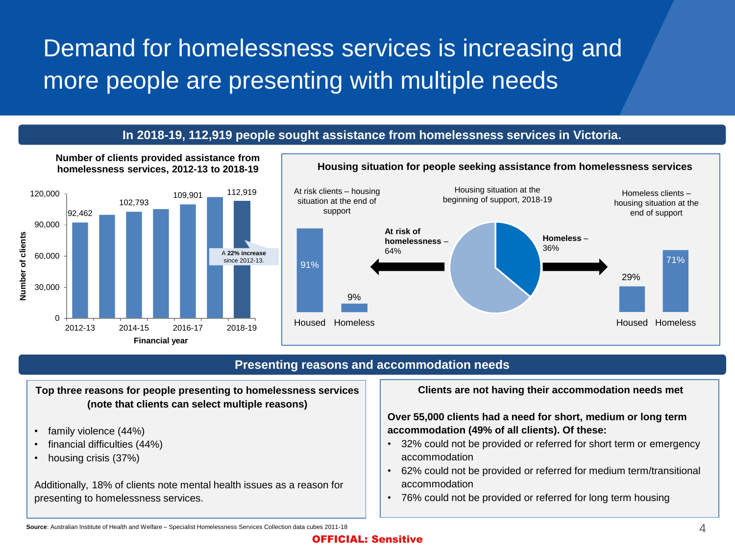# Demand for homelessness services is increasing and more people are presenting with multiple needs

**In 2018-19, 112,919 people sought assistance from homelessness services in Victoria.**

**Number of clients provided assistance from homelessness services, 2012-13 to 2018-19**

| Financial year | Number of clients |
|---|---|
| 2012-13 | 92,462 |
| 2014-15 | 102,793 |
| 2016-17 | 109,901 |
| 2018-19 | 112,919 |

A **22% increase** since 2012-13.

**Housing situation for people seeking assistance from homelessness services**

Housing situation at the beginning of support, 2018-19:

- **At risk of homelessness** – 64%
- **Homeless** – 36%

At risk clients – housing situation at the end of support:

| Housed | Homeless |
|---|---|
| 91% | 9% |

Homeless clients – housing situation at the end of support:

| Housed | Homeless |
|---|---|
| 29% | 71% |

## Presenting reasons and accommodation needs

**Top three reasons for people presenting to homelessness services (note that clients can select multiple reasons)**

- family violence (44%)
- financial difficulties (44%)
- housing crisis (37%)

Additionally, 18% of clients note mental health issues as a reason for presenting to homelessness services.

**Clients are not having their accommodation needs met**

**Over 55,000 clients had a need for short, medium or long term accommodation (49% of all clients). Of these:**

- 32% could not be provided or referred for short term or emergency accommodation
- 62% could not be provided or referred for medium term/transitional accommodation
- 76% could not be provided or referred for long term housing

**Source**: Australian Institute of Health and Welfare – Specialist Homelessness Services Collection data cubes 2011-18

**OFFICIAL: Sensitive**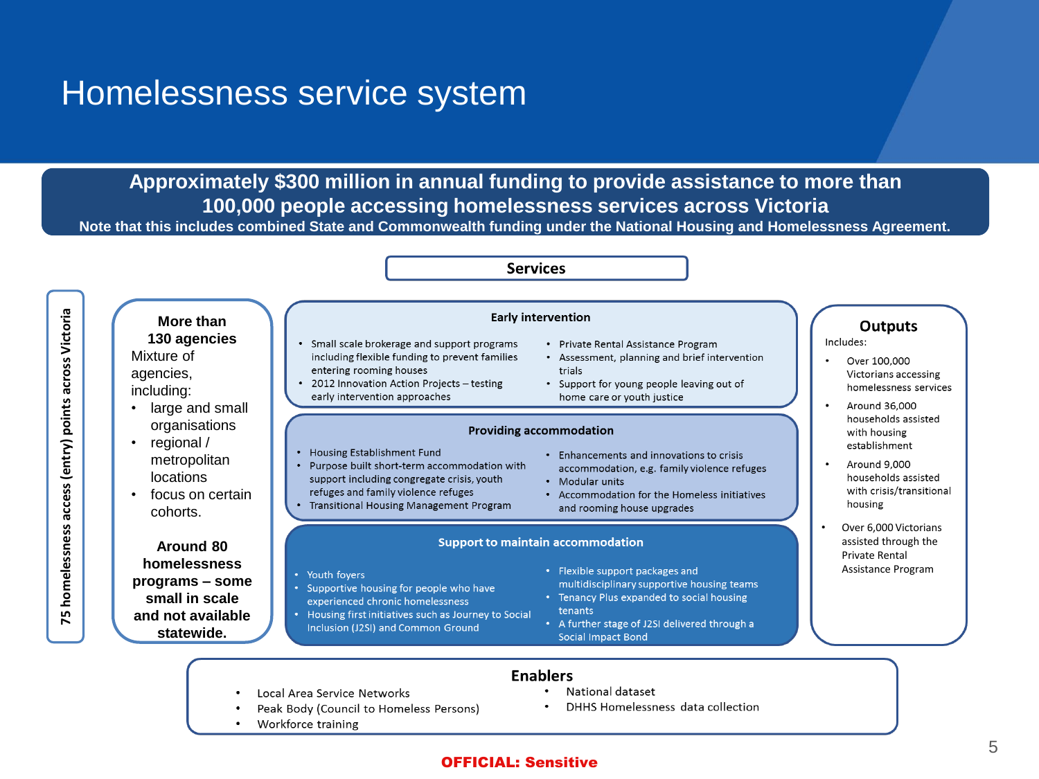# Homelessness service system

**Approximately $300 million in annual funding to provide assistance to more than 100,000 people accessing homelessness services across Victoria**

**Note that this includes combined State and Commonwealth funding under the National Housing and Homelessness Agreement.**

**75 homelessness access (entry) points across Victoria**

**More than 130 agencies**

Mixture of agencies, including:

- large and small organisations
- regional / metropolitan locations
- focus on certain cohorts.

**Around 80 homelessness programs – some small in scale and not available statewide.**

## Services

### Early intervention

- Small scale brokerage and support programs including flexible funding to prevent families entering rooming houses
- 2012 Innovation Action Projects – testing early intervention approaches
- Private Rental Assistance Program
- Assessment, planning and brief intervention trials
- Support for young people leaving out of home care or youth justice

### Providing accommodation

- Housing Establishment Fund
- Purpose built short-term accommodation with support including congregate crisis, youth refuges and family violence refuges
- Transitional Housing Management Program
- Enhancements and innovations to crisis accommodation, e.g. family violence refuges
- Modular units
- Accommodation for the Homeless initiatives and rooming house upgrades

### Support to maintain accommodation

- Youth foyers
- Supportive housing for people who have experienced chronic homelessness
- Housing first initiatives such as Journey to Social Inclusion (J2SI) and Common Ground
- Flexible support packages and multidisciplinary supportive housing teams
- Tenancy Plus expanded to social housing tenants
- A further stage of J2SI delivered through a Social Impact Bond

## Outputs

Includes:

- Over 100,000 Victorians accessing homelessness services
- Around 36,000 households assisted with housing establishment
- Around 9,000 households assisted with crisis/transitional housing
- Over 6,000 Victorians assisted through the Private Rental Assistance Program

## Enablers

- Local Area Service Networks
- Peak Body (Council to Homeless Persons)
- Workforce training
- National dataset
- DHHS Homelessness data collection

**OFFICIAL: Sensitive**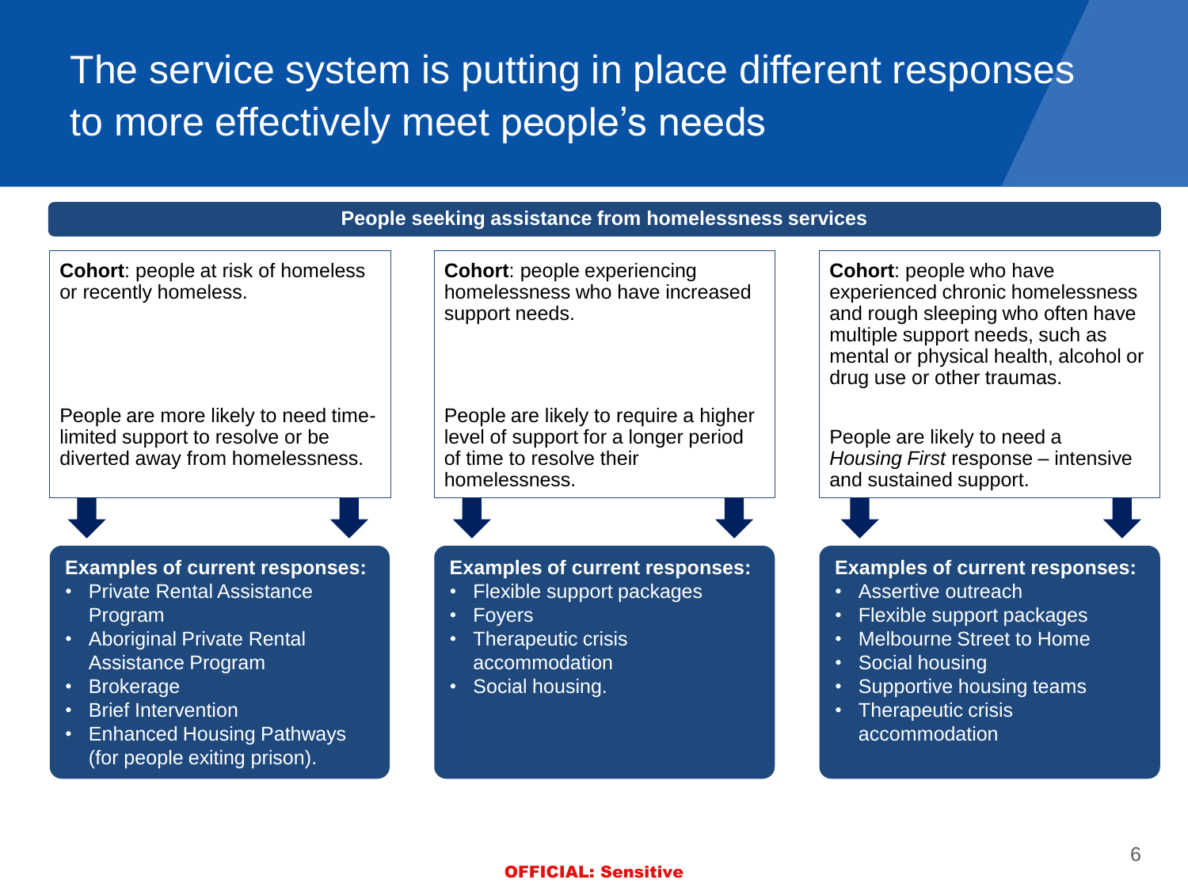# The service system is putting in place different responses to more effectively meet people's needs

## People seeking assistance from homelessness services

**Cohort**: people at risk of homeless or recently homeless.

People are more likely to need time-limited support to resolve or be diverted away from homelessness.

**Examples of current responses:**

- Private Rental Assistance Program
- Aboriginal Private Rental Assistance Program
- Brokerage
- Brief Intervention
- Enhanced Housing Pathways (for people exiting prison).

**Cohort**: people experiencing homelessness who have increased support needs.

People are likely to require a higher level of support for a longer period of time to resolve their homelessness.

**Examples of current responses:**

- Flexible support packages
- Foyers
- Therapeutic crisis accommodation
- Social housing.

**Cohort**: people who have experienced chronic homelessness and rough sleeping who often have multiple support needs, such as mental or physical health, alcohol or drug use or other traumas.

People are likely to need a *Housing First* response – intensive and sustained support.

**Examples of current responses:**

- Assertive outreach
- Flexible support packages
- Melbourne Street to Home
- Social housing
- Supportive housing teams
- Therapeutic crisis accommodation

OFFICIAL: Sensitive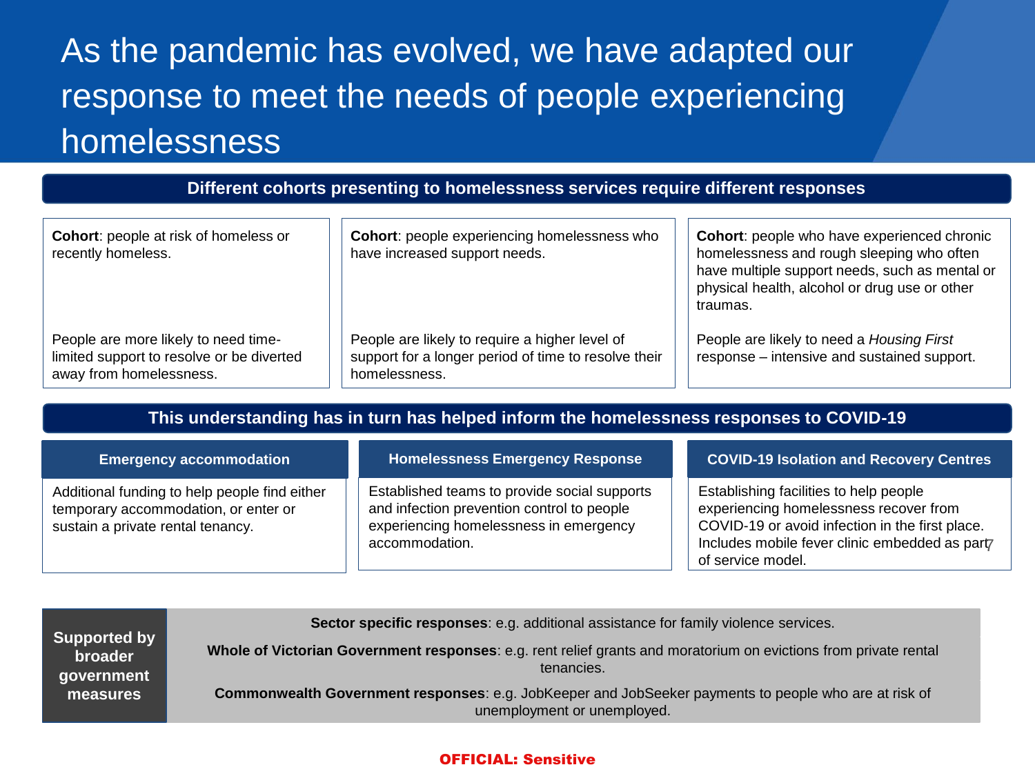# As the pandemic has evolved, we have adapted our response to meet the needs of people experiencing homelessness

## Different cohorts presenting to homelessness services require different responses

**Cohort**: people at risk of homeless or recently homeless.

People are more likely to need time-limited support to resolve or be diverted away from homelessness.

**Cohort**: people experiencing homelessness who have increased support needs.

People are likely to require a higher level of support for a longer period of time to resolve their homelessness.

**Cohort**: people who have experienced chronic homelessness and rough sleeping who often have multiple support needs, such as mental or physical health, alcohol or drug use or other traumas.

People are likely to need a *Housing First* response – intensive and sustained support.

## This understanding has in turn has helped inform the homelessness responses to COVID-19

### Emergency accommodation

Additional funding to help people find either temporary accommodation, or enter or sustain a private rental tenancy.

### Homelessness Emergency Response

Established teams to provide social supports and infection prevention control to people experiencing homelessness in emergency accommodation.

### COVID-19 Isolation and Recovery Centres

Establishing facilities to help people experiencing homelessness recover from COVID-19 or avoid infection in the first place. Includes mobile fever clinic embedded as part of service model.

**Supported by broader government measures**

**Sector specific responses**: e.g. additional assistance for family violence services.

**Whole of Victorian Government responses**: e.g. rent relief grants and moratorium on evictions from private rental tenancies.

**Commonwealth Government responses**: e.g. JobKeeper and JobSeeker payments to people who are at risk of unemployment or unemployed.

**OFFICIAL: Sensitive**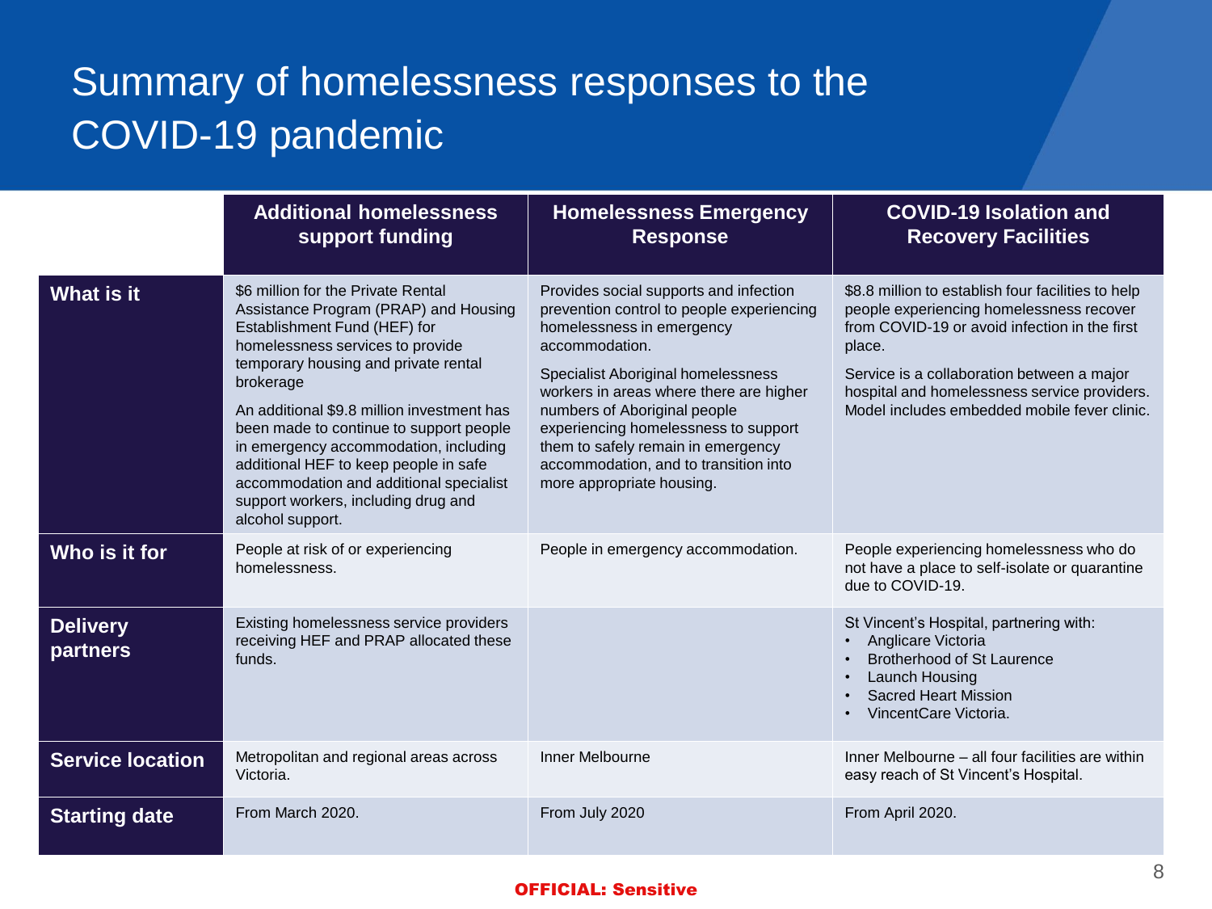# Summary of homelessness responses to the COVID-19 pandemic

| | Additional homelessness support funding | Homelessness Emergency Response | COVID-19 Isolation and Recovery Facilities |
|---|---|---|---|
| **What is it** | $6 million for the Private Rental Assistance Program (PRAP) and Housing Establishment Fund (HEF) for homelessness services to provide temporary housing and private rental brokerage<br><br>An additional $9.8 million investment has been made to continue to support people in emergency accommodation, including additional HEF to keep people in safe accommodation and additional specialist support workers, including drug and alcohol support. | Provides social supports and infection prevention control to people experiencing homelessness in emergency accommodation.<br><br>Specialist Aboriginal homelessness workers in areas where there are higher numbers of Aboriginal people experiencing homelessness to support them to safely remain in emergency accommodation, and to transition into more appropriate housing. | $8.8 million to establish four facilities to help people experiencing homelessness recover from COVID-19 or avoid infection in the first place.<br><br>Service is a collaboration between a major hospital and homelessness service providers. Model includes embedded mobile fever clinic. |
| **Who is it for** | People at risk of or experiencing homelessness. | People in emergency accommodation. | People experiencing homelessness who do not have a place to self-isolate or quarantine due to COVID-19. |
| **Delivery partners** | Existing homelessness service providers receiving HEF and PRAP allocated these funds. | | St Vincent's Hospital, partnering with:<br>• Anglicare Victoria<br>• Brotherhood of St Laurence<br>• Launch Housing<br>• Sacred Heart Mission<br>• VincentCare Victoria. |
| **Service location** | Metropolitan and regional areas across Victoria. | Inner Melbourne | Inner Melbourne – all four facilities are within easy reach of St Vincent's Hospital. |
| **Starting date** | From March 2020. | From July 2020 | From April 2020. |

**OFFICIAL: Sensitive**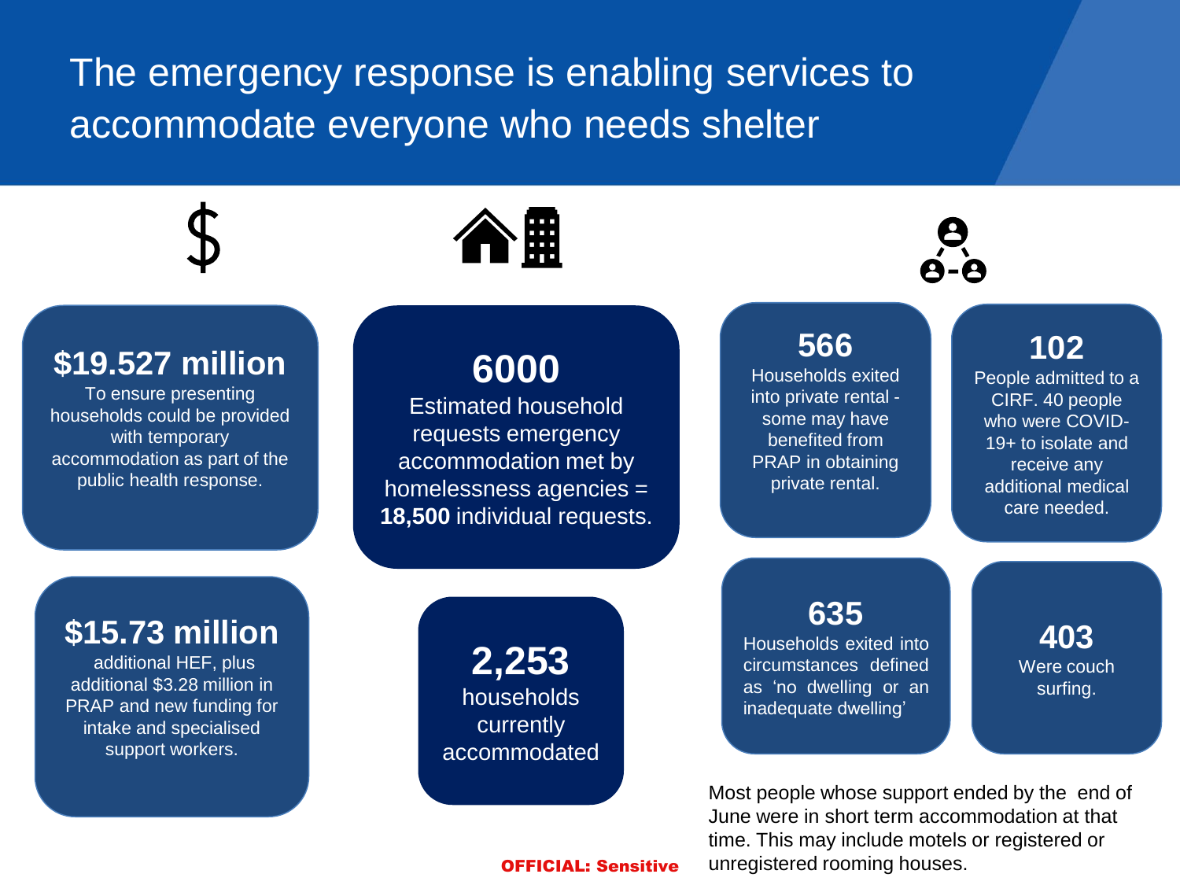# The emergency response is enabling services to accommodate everyone who needs shelter

**$19.527 million**
To ensure presenting households could be provided with temporary accommodation as part of the public health response.

**$15.73 million**
additional HEF, plus additional $3.28 million in PRAP and new funding for intake and specialised support workers.

**6000**
Estimated household requests emergency accommodation met by homelessness agencies = **18,500** individual requests.

**2,253**
households currently accommodated

**566**
Households exited into private rental - some may have benefited from PRAP in obtaining private rental.

**102**
People admitted to a CIRF. 40 people who were COVID-19+ to isolate and receive any additional medical care needed.

**635**
Households exited into circumstances defined as 'no dwelling or an inadequate dwelling'

**403**
Were couch surfing.

Most people whose support ended by the end of June were in short term accommodation at that time. This may include motels or registered or unregistered rooming houses.

**OFFICIAL: Sensitive**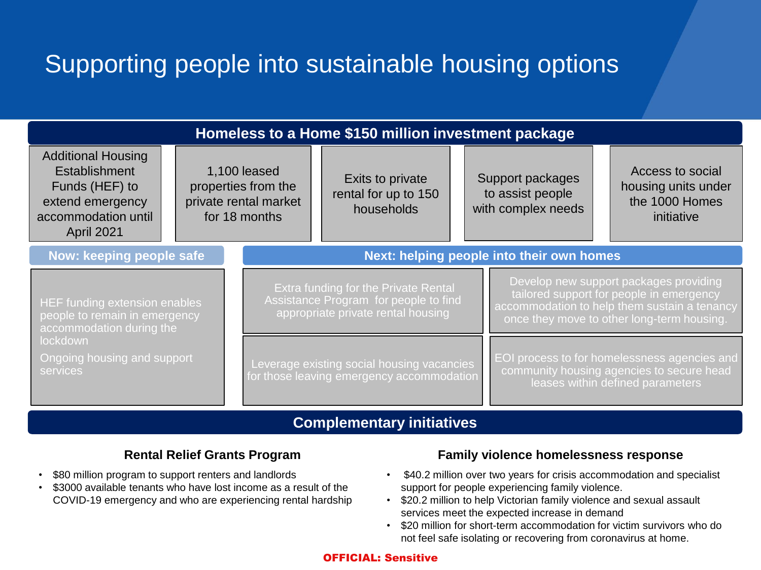# Supporting people into sustainable housing options

## Homeless to a Home $150 million investment package

- Additional Housing Establishment Funds (HEF) to extend emergency accommodation until April 2021
- 1,100 leased properties from the private rental market for 18 months
- Exits to private rental for up to 150 households
- Support packages to assist people with complex needs
- Access to social housing units under the 1000 Homes initiative

### Now: keeping people safe

- HEF funding extension enables people to remain in emergency accommodation during the lockdown
- Ongoing housing and support services

### Next: helping people into their own homes

- Extra funding for the Private Rental Assistance Program for people to find appropriate private rental housing
- Develop new support packages providing tailored support for people in emergency accommodation to help them sustain a tenancy once they move to other long-term housing.
- Leverage existing social housing vacancies for those leaving emergency accommodation
- EOI process to for homelessness agencies and community housing agencies to secure head leases within defined parameters

## Complementary initiatives

### Rental Relief Grants Program

- $80 million program to support renters and landlords
- $3000 available tenants who have lost income as a result of the COVID-19 emergency and who are experiencing rental hardship

### Family violence homelessness response

- $40.2 million over two years for crisis accommodation and specialist support for people experiencing family violence.
- $20.2 million to help Victorian family violence and sexual assault services meet the expected increase in demand
- $20 million for short-term accommodation for victim survivors who do not feel safe isolating or recovering from coronavirus at home.

**OFFICIAL: Sensitive**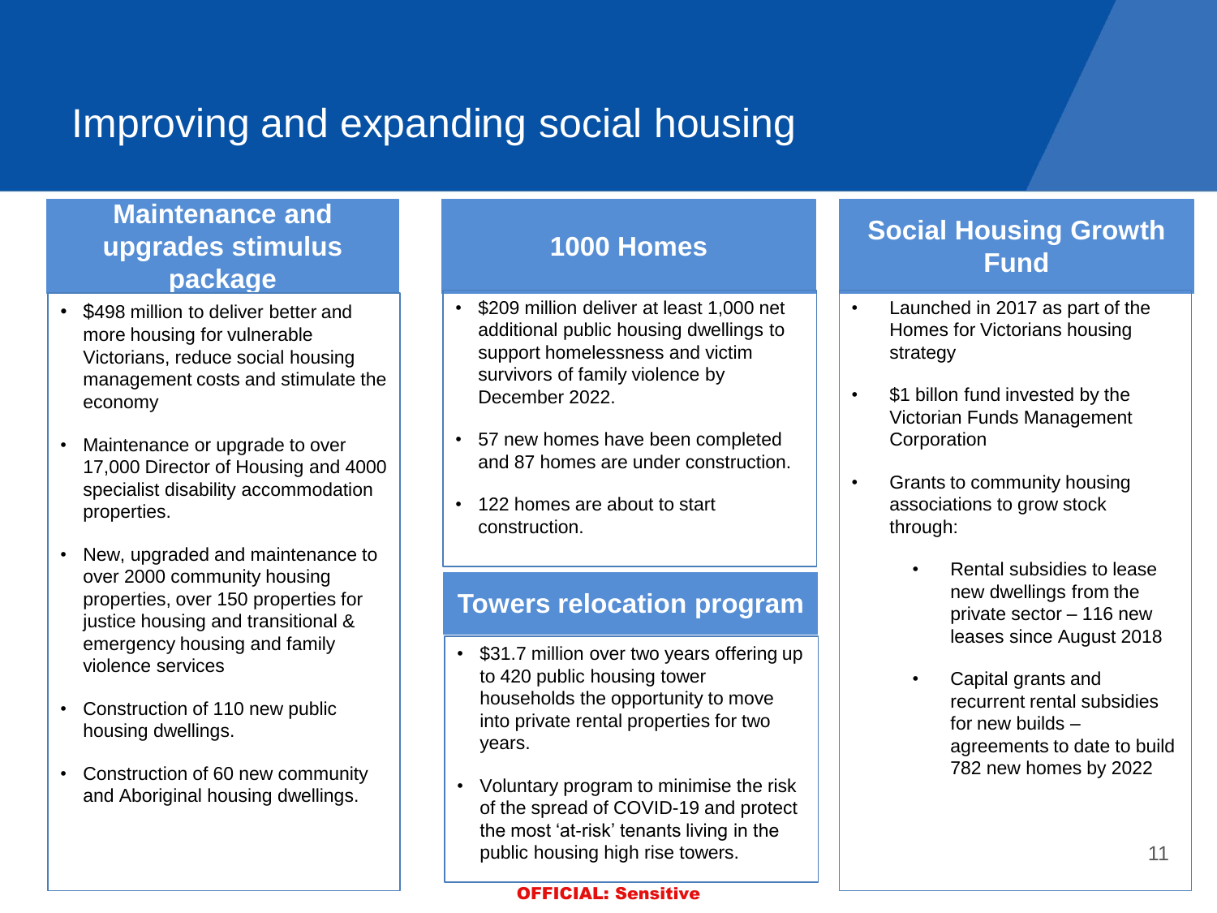# Improving and expanding social housing

## Maintenance and upgrades stimulus package

- $498 million to deliver better and more housing for vulnerable Victorians, reduce social housing management costs and stimulate the economy
- Maintenance or upgrade to over 17,000 Director of Housing and 4000 specialist disability accommodation properties.
- New, upgraded and maintenance to over 2000 community housing properties, over 150 properties for justice housing and transitional & emergency housing and family violence services
- Construction of 110 new public housing dwellings.
- Construction of 60 new community and Aboriginal housing dwellings.

## 1000 Homes

- $209 million deliver at least 1,000 net additional public housing dwellings to support homelessness and victim survivors of family violence by December 2022.
- 57 new homes have been completed and 87 homes are under construction.
- 122 homes are about to start construction.

## Towers relocation program

- $31.7 million over two years offering up to 420 public housing tower households the opportunity to move into private rental properties for two years.
- Voluntary program to minimise the risk of the spread of COVID-19 and protect the most 'at-risk' tenants living in the public housing high rise towers.

## Social Housing Growth Fund

- Launched in 2017 as part of the Homes for Victorians housing strategy
- $1 billon fund invested by the Victorian Funds Management Corporation
- Grants to community housing associations to grow stock through:
  - Rental subsidies to lease new dwellings from the private sector – 116 new leases since August 2018
  - Capital grants and recurrent rental subsidies for new builds – agreements to date to build 782 new homes by 2022

**OFFICIAL: Sensitive**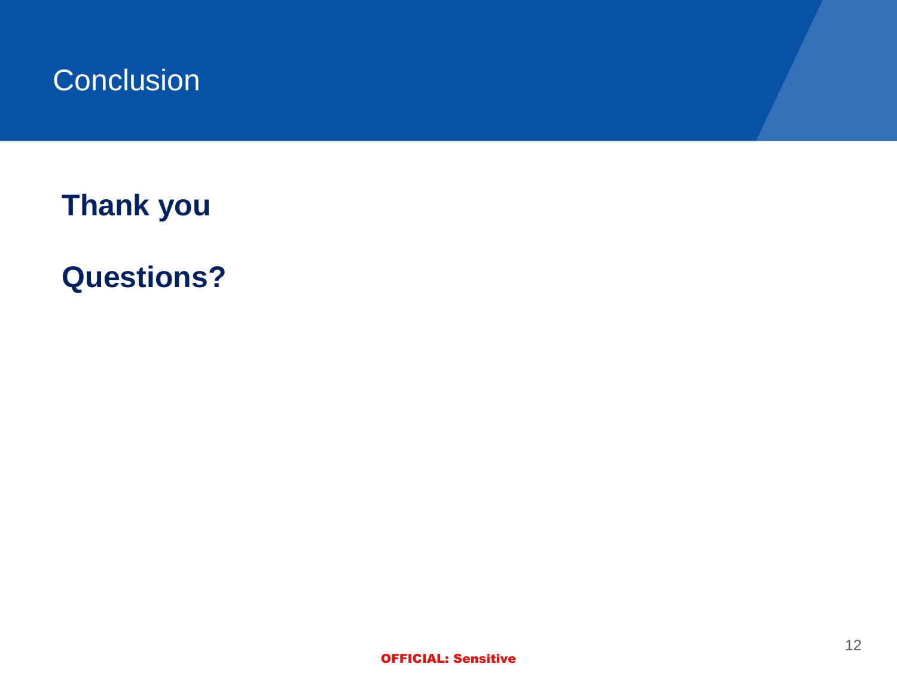# Conclusion

**Thank you**

**Questions?**

OFFICIAL: Sensitive